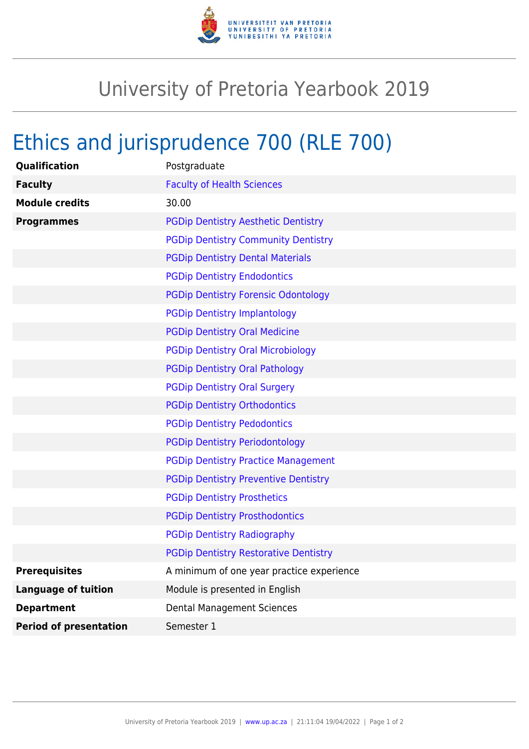# University of Pretoria Yearbook 2019

## Ethics and jurisprudence 700 (RLE 700)

| | |
|---|---|
| **Qualification** | Postgraduate |
| **Faculty** | Faculty of Health Sciences |
| **Module credits** | 30.00 |
| **Programmes** | PGDip Dentistry Aesthetic Dentistry |
| | PGDip Dentistry Community Dentistry |
| | PGDip Dentistry Dental Materials |
| | PGDip Dentistry Endodontics |
| | PGDip Dentistry Forensic Odontology |
| | PGDip Dentistry Implantology |
| | PGDip Dentistry Oral Medicine |
| | PGDip Dentistry Oral Microbiology |
| | PGDip Dentistry Oral Pathology |
| | PGDip Dentistry Oral Surgery |
| | PGDip Dentistry Orthodontics |
| | PGDip Dentistry Pedodontics |
| | PGDip Dentistry Periodontology |
| | PGDip Dentistry Practice Management |
| | PGDip Dentistry Preventive Dentistry |
| | PGDip Dentistry Prosthetics |
| | PGDip Dentistry Prosthodontics |
| | PGDip Dentistry Radiography |
| | PGDip Dentistry Restorative Dentistry |
| **Prerequisites** | A minimum of one year practice experience |
| **Language of tuition** | Module is presented in English |
| **Department** | Dental Management Sciences |
| **Period of presentation** | Semester 1 |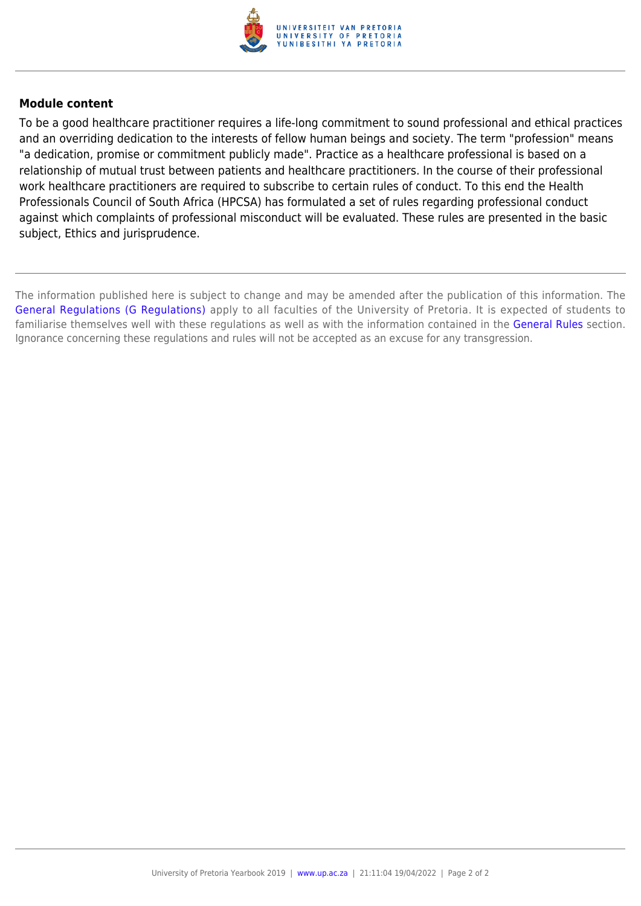### Module content

To be a good healthcare practitioner requires a life-long commitment to sound professional and ethical practices and an overriding dedication to the interests of fellow human beings and society. The term "profession" means "a dedication, promise or commitment publicly made". Practice as a healthcare professional is based on a relationship of mutual trust between patients and healthcare practitioners. In the course of their professional work healthcare practitioners are required to subscribe to certain rules of conduct. To this end the Health Professionals Council of South Africa (HPCSA) has formulated a set of rules regarding professional conduct against which complaints of professional misconduct will be evaluated. These rules are presented in the basic subject, Ethics and jurisprudence.

---

The information published here is subject to change and may be amended after the publication of this information. The General Regulations (G Regulations) apply to all faculties of the University of Pretoria. It is expected of students to familiarise themselves well with these regulations as well as with the information contained in the General Rules section. Ignorance concerning these regulations and rules will not be accepted as an excuse for any transgression.